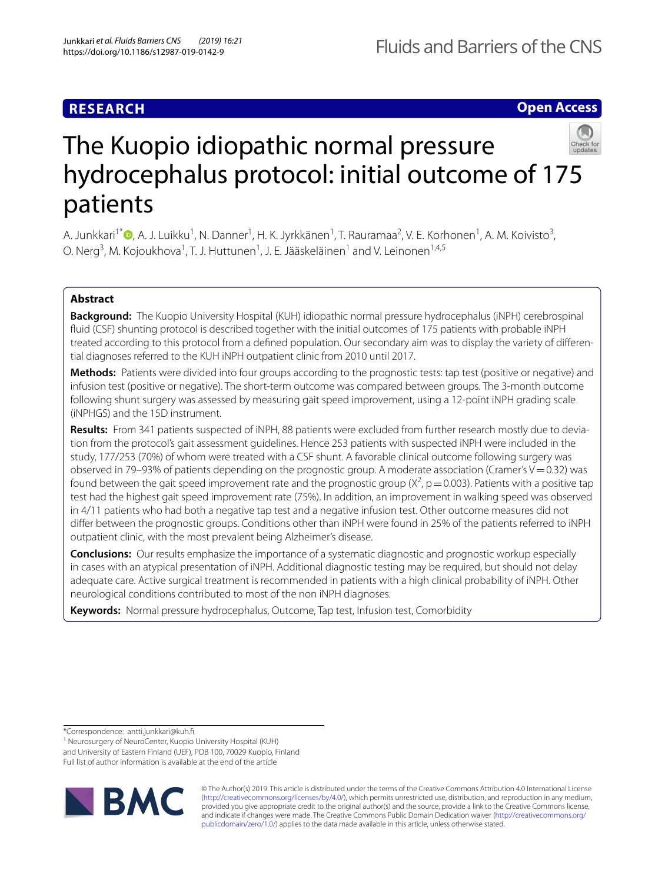RESEARCH

Open Access

# The Kuopio idiopathic normal pressure hydrocephalus protocol: initial outcome of 175 patients

A. Junkkari[1*], A. J. Luikku[1], N. Danner[1], H. K. Jyrkkänen[1], T. Rauramaa[2], V. E. Korhonen[1], A. M. Koivisto[3], O. Nerg[3], M. Kojoukhova[1], T. J. Huttunen[1], J. E. Jääskeläinen[1] and V. Leinonen[1,4,5]

## Abstract

**Background:** The Kuopio University Hospital (KUH) idiopathic normal pressure hydrocephalus (iNPH) cerebrospinal fluid (CSF) shunting protocol is described together with the initial outcomes of 175 patients with probable iNPH treated according to this protocol from a defined population. Our secondary aim was to display the variety of differential diagnoses referred to the KUH iNPH outpatient clinic from 2010 until 2017.

**Methods:** Patients were divided into four groups according to the prognostic tests: tap test (positive or negative) and infusion test (positive or negative). The short-term outcome was compared between groups. The 3-month outcome following shunt surgery was assessed by measuring gait speed improvement, using a 12-point iNPH grading scale (iNPHGS) and the 15D instrument.

**Results:** From 341 patients suspected of iNPH, 88 patients were excluded from further research mostly due to deviation from the protocol's gait assessment guidelines. Hence 253 patients with suspected iNPH were included in the study, 177/253 (70%) of whom were treated with a CSF shunt. A favorable clinical outcome following surgery was observed in 79–93% of patients depending on the prognostic group. A moderate association (Cramer's V = 0.32) was found between the gait speed improvement rate and the prognostic group ($X^2$, $p = 0.003$). Patients with a positive tap test had the highest gait speed improvement rate (75%). In addition, an improvement in walking speed was observed in 4/11 patients who had both a negative tap test and a negative infusion test. Other outcome measures did not differ between the prognostic groups. Conditions other than iNPH were found in 25% of the patients referred to iNPH outpatient clinic, with the most prevalent being Alzheimer's disease.

**Conclusions:** Our results emphasize the importance of a systematic diagnostic and prognostic workup especially in cases with an atypical presentation of iNPH. Additional diagnostic testing may be required, but should not delay adequate care. Active surgical treatment is recommended in patients with a high clinical probability of iNPH. Other neurological conditions contributed to most of the non iNPH diagnoses.

**Keywords:** Normal pressure hydrocephalus, Outcome, Tap test, Infusion test, Comorbidity

*Correspondence: antti.junkkari@kuh.fi
[1] Neurosurgery of NeuroCenter, Kuopio University Hospital (KUH) and University of Eastern Finland (UEF), POB 100, 70029 Kuopio, Finland
Full list of author information is available at the end of the article

© The Author(s) 2019. This article is distributed under the terms of the Creative Commons Attribution 4.0 International License (http://creativecommons.org/licenses/by/4.0/), which permits unrestricted use, distribution, and reproduction in any medium, provided you give appropriate credit to the original author(s) and the source, provide a link to the Creative Commons license, and indicate if changes were made. The Creative Commons Public Domain Dedication waiver (http://creativecommons.org/publicdomain/zero/1.0/) applies to the data made available in this article, unless otherwise stated.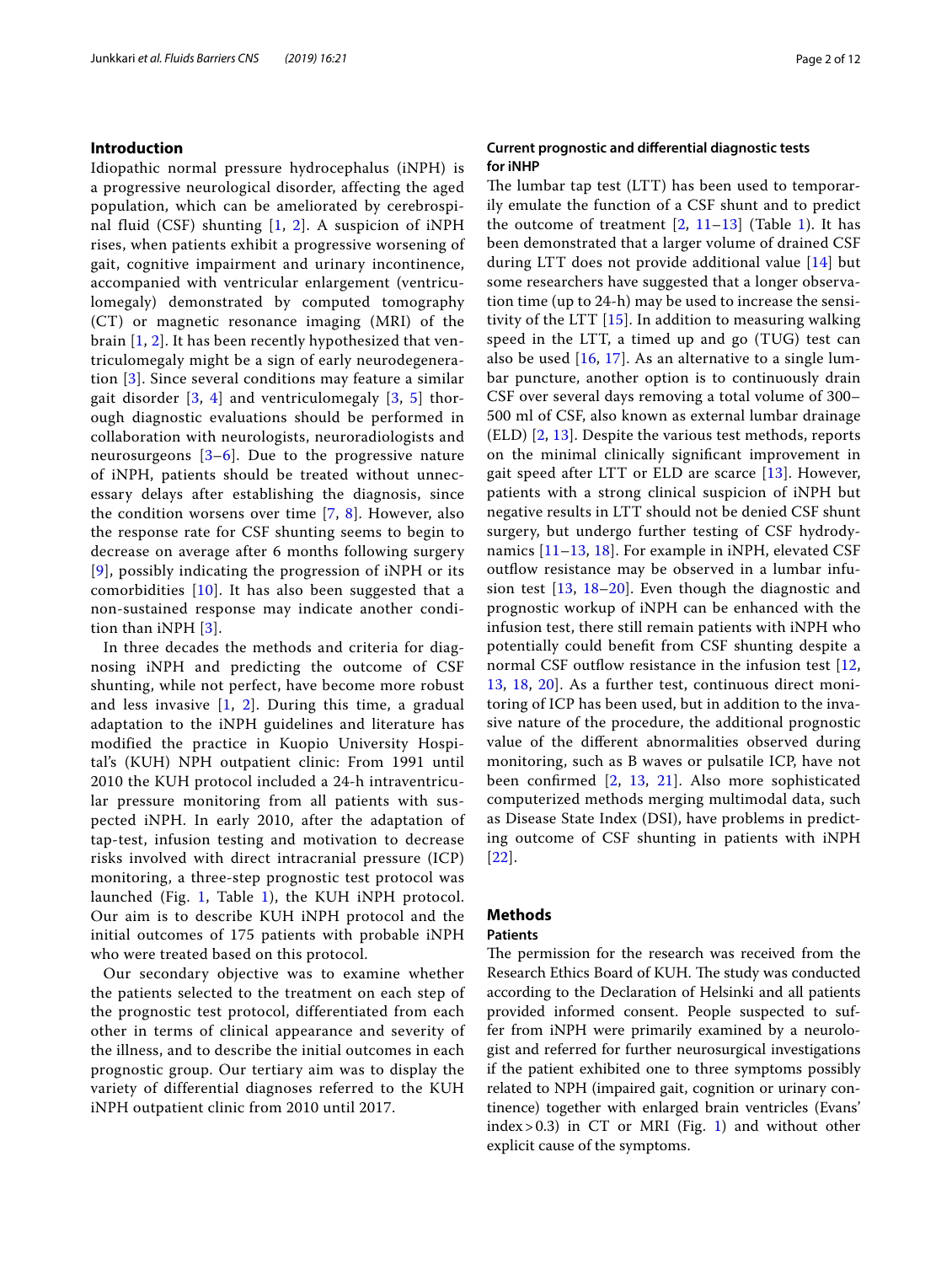## Introduction

Idiopathic normal pressure hydrocephalus (iNPH) is a progressive neurological disorder, affecting the aged population, which can be ameliorated by cerebrospinal fluid (CSF) shunting [1, 2]. A suspicion of iNPH rises, when patients exhibit a progressive worsening of gait, cognitive impairment and urinary incontinence, accompanied with ventricular enlargement (ventriculomegaly) demonstrated by computed tomography (CT) or magnetic resonance imaging (MRI) of the brain [1, 2]. It has been recently hypothesized that ventriculomegaly might be a sign of early neurodegeneration [3]. Since several conditions may feature a similar gait disorder [3, 4] and ventriculomegaly [3, 5] thorough diagnostic evaluations should be performed in collaboration with neurologists, neuroradiologists and neurosurgeons [3–6]. Due to the progressive nature of iNPH, patients should be treated without unnecessary delays after establishing the diagnosis, since the condition worsens over time [7, 8]. However, also the response rate for CSF shunting seems to begin to decrease on average after 6 months following surgery [9], possibly indicating the progression of iNPH or its comorbidities [10]. It has also been suggested that a non-sustained response may indicate another condition than iNPH [3].

In three decades the methods and criteria for diagnosing iNPH and predicting the outcome of CSF shunting, while not perfect, have become more robust and less invasive [1, 2]. During this time, a gradual adaptation to the iNPH guidelines and literature has modified the practice in Kuopio University Hospital's (KUH) NPH outpatient clinic: From 1991 until 2010 the KUH protocol included a 24-h intraventricular pressure monitoring from all patients with suspected iNPH. In early 2010, after the adaptation of tap-test, infusion testing and motivation to decrease risks involved with direct intracranial pressure (ICP) monitoring, a three-step prognostic test protocol was launched (Fig. 1, Table 1), the KUH iNPH protocol. Our aim is to describe KUH iNPH protocol and the initial outcomes of 175 patients with probable iNPH who were treated based on this protocol.

Our secondary objective was to examine whether the patients selected to the treatment on each step of the prognostic test protocol, differentiated from each other in terms of clinical appearance and severity of the illness, and to describe the initial outcomes in each prognostic group. Our tertiary aim was to display the variety of differential diagnoses referred to the KUH iNPH outpatient clinic from 2010 until 2017.

### Current prognostic and differential diagnostic tests for iNHP

The lumbar tap test (LTT) has been used to temporarily emulate the function of a CSF shunt and to predict the outcome of treatment [2, 11–13] (Table 1). It has been demonstrated that a larger volume of drained CSF during LTT does not provide additional value [14] but some researchers have suggested that a longer observation time (up to 24-h) may be used to increase the sensitivity of the LTT [15]. In addition to measuring walking speed in the LTT, a timed up and go (TUG) test can also be used [16, 17]. As an alternative to a single lumbar puncture, another option is to continuously drain CSF over several days removing a total volume of 300–500 ml of CSF, also known as external lumbar drainage (ELD) [2, 13]. Despite the various test methods, reports on the minimal clinically significant improvement in gait speed after LTT or ELD are scarce [13]. However, patients with a strong clinical suspicion of iNPH but negative results in LTT should not be denied CSF shunt surgery, but undergo further testing of CSF hydrodynamics [11–13, 18]. For example in iNPH, elevated CSF outflow resistance may be observed in a lumbar infusion test [13, 18–20]. Even though the diagnostic and prognostic workup of iNPH can be enhanced with the infusion test, there still remain patients with iNPH who potentially could benefit from CSF shunting despite a normal CSF outflow resistance in the infusion test [12, 13, 18, 20]. As a further test, continuous direct monitoring of ICP has been used, but in addition to the invasive nature of the procedure, the additional prognostic value of the different abnormalities observed during monitoring, such as B waves or pulsatile ICP, have not been confirmed [2, 13, 21]. Also more sophisticated computerized methods merging multimodal data, such as Disease State Index (DSI), have problems in predicting outcome of CSF shunting in patients with iNPH [22].

## Methods

### Patients

The permission for the research was received from the Research Ethics Board of KUH. The study was conducted according to the Declaration of Helsinki and all patients provided informed consent. People suspected to suffer from iNPH were primarily examined by a neurologist and referred for further neurosurgical investigations if the patient exhibited one to three symptoms possibly related to NPH (impaired gait, cognition or urinary continence) together with enlarged brain ventricles (Evans' index > 0.3) in CT or MRI (Fig. 1) and without other explicit cause of the symptoms.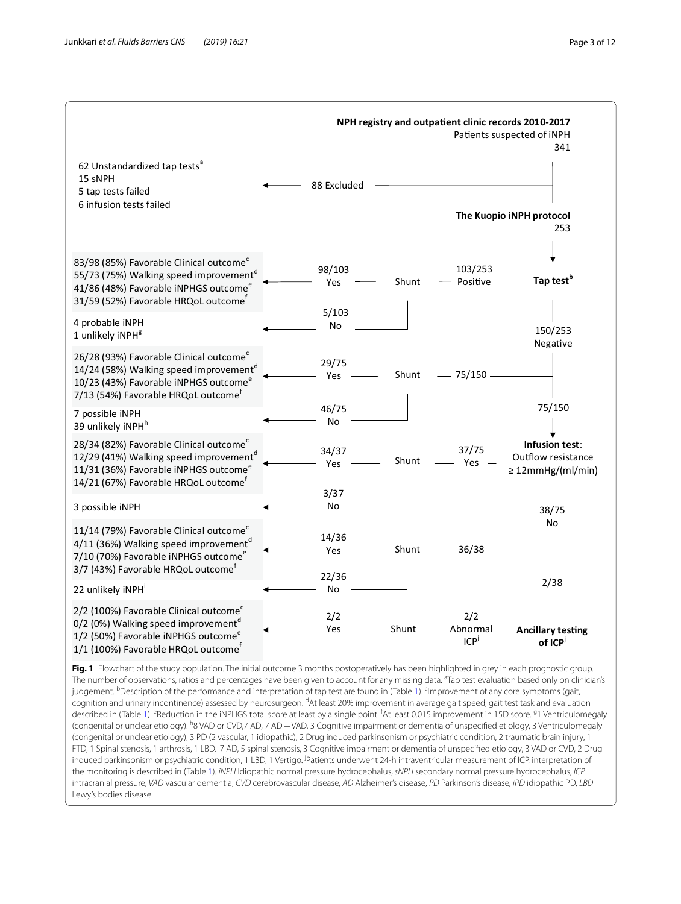**NPH registry and outpatient clinic records 2010-2017**
Patients suspected of iNPH
341

88 Excluded:
- 62 Unstandardized tap tests[a]
- 15 sNPH
- 5 tap tests failed
- 6 infusion tests failed

**The Kuopio iNPH protocol**
253

**Tap test[b]**

103/253 Positive → Shunt

- 98/103 Yes:
  - 83/98 (85%) Favorable Clinical outcome[c]
  - 55/73 (75%) Walking speed improvement[d]
  - 41/86 (48%) Favorable iNPHGS outcome[e]
  - 31/59 (52%) Favorable HRQoL outcome[f]
- 5/103 No:
  - 4 probable iNPH
  - 1 unlikely iNPH[g]

150/253 Negative

75/150 → Shunt

- 29/75 Yes:
  - 26/28 (93%) Favorable Clinical outcome[c]
  - 14/24 (58%) Walking speed improvement[d]
  - 10/23 (43%) Favorable iNPHGS outcome[e]
  - 7/13 (54%) Favorable HRQoL outcome[f]
- 46/75 No:
  - 7 possible iNPH
  - 39 unlikely iNPH[h]

75/150

**Infusion test**: Outflow resistance ≥ 12mmHg/(ml/min)

37/75 Yes → Shunt

- 34/37 Yes:
  - 28/34 (82%) Favorable Clinical outcome[c]
  - 12/29 (41%) Walking speed improvement[d]
  - 11/31 (36%) Favorable iNPHGS outcome[e]
  - 14/21 (67%) Favorable HRQoL outcome[f]
- 3/37 No:
  - 3 possible iNPH

38/75 No

36/38 → Shunt

- 14/36 Yes:
  - 11/14 (79%) Favorable Clinical outcome[c]
  - 4/11 (36%) Walking speed improvement[d]
  - 7/10 (70%) Favorable iNPHGS outcome[e]
  - 3/7 (43%) Favorable HRQoL outcome[f]
- 22/36 No:
  - 22 unlikely iNPH[i]

2/38

**Ancillary testing of ICP[j]**

2/2 Abnormal ICP[j] → Shunt

- 2/2 Yes:
  - 2/2 (100%) Favorable Clinical outcome[c]
  - 0/2 (0%) Walking speed improvement[d]
  - 1/2 (50%) Favorable iNPHGS outcome[e]
  - 1/1 (100%) Favorable HRQoL outcome[f]

**Fig. 1** Flowchart of the study population. The initial outcome 3 months postoperatively has been highlighted in grey in each prognostic group. The number of observations, ratios and percentages have been given to account for any missing data. [a]Tap test evaluation based only on clinician's judgement. [b]Description of the performance and interpretation of tap test are found in (Table 1). [c]Improvement of any core symptoms (gait, cognition and urinary incontinence) assessed by neurosurgeon. [d]At least 20% improvement in average gait speed, gait test task and evaluation described in (Table 1). [e]Reduction in the iNPHGS total score at least by a single point. [f]At least 0.015 improvement in 15D score. [g]1 Ventriculomegaly (congenital or unclear etiology). [h]8 VAD or CVD, 7 AD, 7 AD + VAD, 3 Cognitive impairment or dementia of unspecified etiology, 3 Ventriculomegaly (congenital or unclear etiology), 3 PD (2 vascular, 1 idiopathic), 2 Drug induced parkinsonism or psychiatric condition, 2 traumatic brain injury, 1 FTD, 1 Spinal stenosis, 1 arthrosis, 1 LBD. [i]7 AD, 5 spinal stenosis, 3 Cognitive impairment or dementia of unspecified etiology, 3 VAD or CVD, 2 Drug induced parkinsonism or psychiatric condition, 1 LBD, 1 Vertigo. [j]Patients underwent 24-h intraventricular measurement of ICP, interpretation of the monitoring is described in (Table 1). *iNPH* Idiopathic normal pressure hydrocephalus, *sNPH* secondary normal pressure hydrocephalus, *ICP* intracranial pressure, *VAD* vascular dementia, *CVD* cerebrovascular disease, *AD* Alzheimer's disease, *PD* Parkinson's disease, *iPD* idiopathic PD, *LBD* Lewy's bodies disease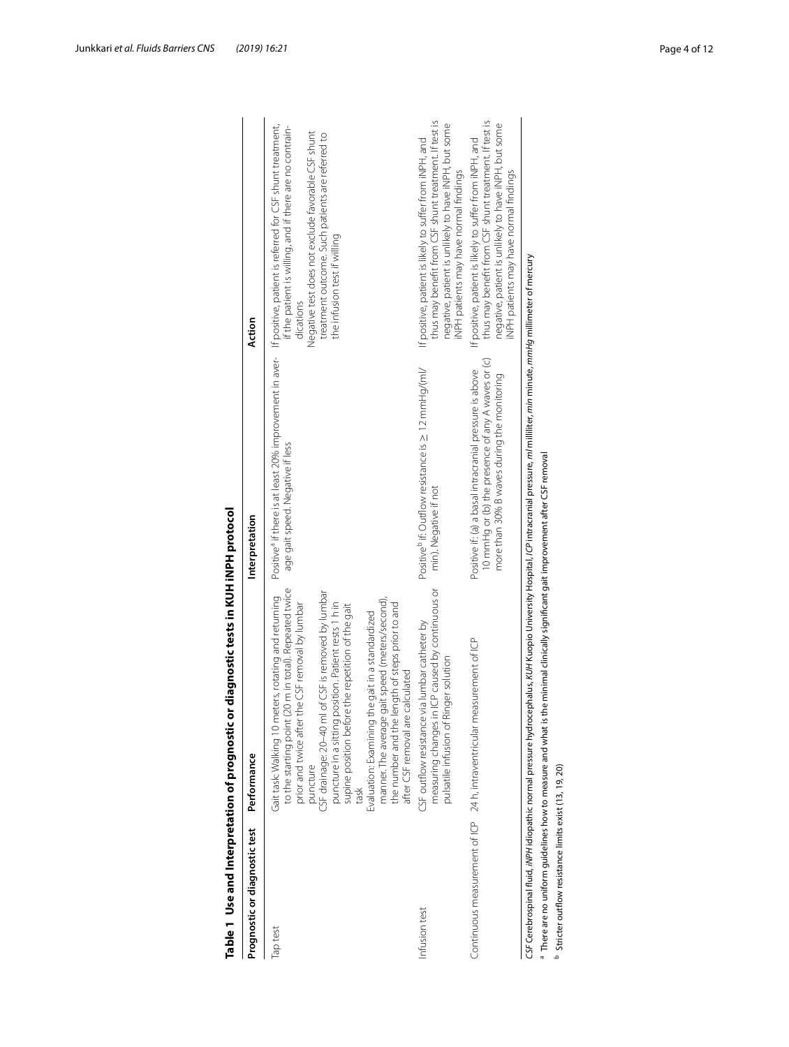**Table 1 Use and Interpretation of prognostic or diagnostic tests in KUH iNPH protocol**

| Prognostic or diagnostic test | Performance | Interpretation | Action |
|---|---|---|---|
| Tap test | Gait task: Walking 10 meters, rotating and returning to the starting point (20 m in total). Repeated twice prior and twice after the CSF removal by lumbar puncture<br>CSF drainage: 20–40 ml of CSF is removed by lumbar puncture in a sitting position. Patient rests 1 h in supine position before the repetition of the gait task<br>Evaluation: Examining the gait in a standardized manner. The average gait speed (meters/second), the number and the length of steps prior to and after CSF removal are calculated | Positive[a] if there is at least 20% improvement in average gait speed. Negative if less | If positive, patient is referred for CSF shunt treatment, if the patient is willing, and if there are no contraindications<br>Negative test does not exclude favorable CSF shunt treatment outcome. Such patients are referred to the infusion test if willing |
| Infusion test | CSF outflow resistance via lumbar catheter by measuring changes in ICP caused by continuous or pulsatile infusion of Ringer solution | Positive[b] if: Outflow resistance is ≥ 12 mmHg/(ml/min). Negative if not | If positive, patient is likely to suffer from iNPH, and thus may benefit from CSF shunt treatment. If test is negative, patient is unlikely to have iNPH, but some iNPH patients may have normal findings |
| Continuous measurement of ICP | 24 h, intraventricular measurement of ICP | Positive if; (a) a basal intracranial pressure is above 10 mmHg or (b) the presence of any A waves or (c) more than 30% B waves during the monitoring | If positive, patient is likely to suffer from iNPH, and thus may benefit from CSF shunt treatment. If test is negative, patient is unlikely to have iNPH, but some iNPH patients may have normal findings |

*CSF* Cerebrospinal fluid, *iNPH* idiopathic normal pressure hydrocephalus, *KUH* Kuopio University Hospital, *ICP* intracranial pressure, *ml* milliliter, *min* minute, *mmHg* millimeter of mercury

[a] There are no uniform guidelines how to measure and what is the minimal clinically significant gait improvement after CSF removal

[b] Stricter outflow resistance limits exist (13, 19, 20)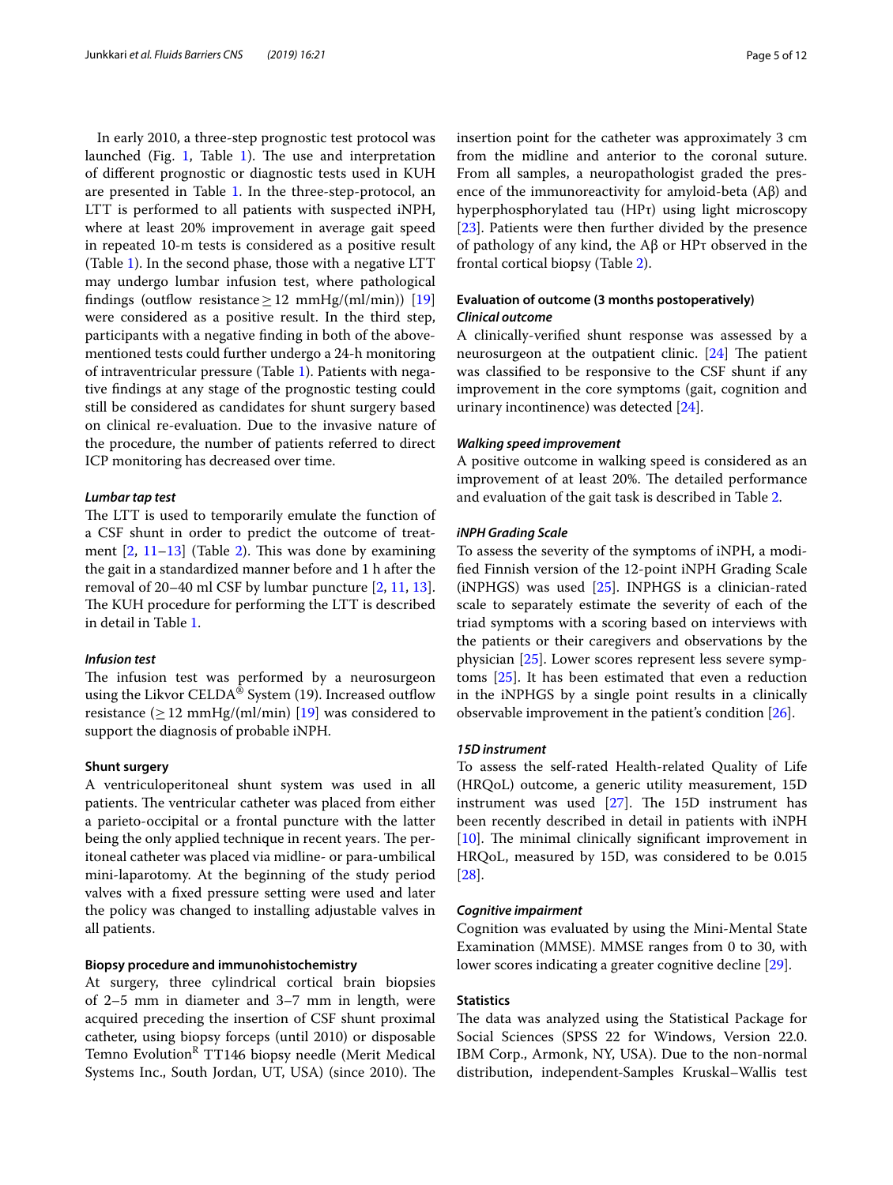In early 2010, a three-step prognostic test protocol was launched (Fig. 1, Table 1). The use and interpretation of different prognostic or diagnostic tests used in KUH are presented in Table 1. In the three-step-protocol, an LTT is performed to all patients with suspected iNPH, where at least 20% improvement in average gait speed in repeated 10-m tests is considered as a positive result (Table 1). In the second phase, those with a negative LTT may undergo lumbar infusion test, where pathological findings (outflow resistance ≥ 12 mmHg/(ml/min)) [19] were considered as a positive result. In the third step, participants with a negative finding in both of the above-mentioned tests could further undergo a 24-h monitoring of intraventricular pressure (Table 1). Patients with negative findings at any stage of the prognostic testing could still be considered as candidates for shunt surgery based on clinical re-evaluation. Due to the invasive nature of the procedure, the number of patients referred to direct ICP monitoring has decreased over time.

#### *Lumbar tap test*

The LTT is used to temporarily emulate the function of a CSF shunt in order to predict the outcome of treatment [2, 11–13] (Table 2). This was done by examining the gait in a standardized manner before and 1 h after the removal of 20–40 ml CSF by lumbar puncture [2, 11, 13]. The KUH procedure for performing the LTT is described in detail in Table 1.

#### *Infusion test*

The infusion test was performed by a neurosurgeon using the Likvor CELDA® System (19). Increased outflow resistance (≥ 12 mmHg/(ml/min) [19] was considered to support the diagnosis of probable iNPH.

### Shunt surgery

A ventriculoperitoneal shunt system was used in all patients. The ventricular catheter was placed from either a parieto-occipital or a frontal puncture with the latter being the only applied technique in recent years. The peritoneal catheter was placed via midline- or para-umbilical mini-laparotomy. At the beginning of the study period valves with a fixed pressure setting were used and later the policy was changed to installing adjustable valves in all patients.

### Biopsy procedure and immunohistochemistry

At surgery, three cylindrical cortical brain biopsies of 2–5 mm in diameter and 3–7 mm in length, were acquired preceding the insertion of CSF shunt proximal catheter, using biopsy forceps (until 2010) or disposable Temno Evolution® TT146 biopsy needle (Merit Medical Systems Inc., South Jordan, UT, USA) (since 2010). The insertion point for the catheter was approximately 3 cm from the midline and anterior to the coronal suture. From all samples, a neuropathologist graded the presence of the immunoreactivity for amyloid-beta (Aβ) and hyperphosphorylated tau (HPτ) using light microscopy [23]. Patients were then further divided by the presence of pathology of any kind, the Aβ or HPτ observed in the frontal cortical biopsy (Table 2).

### Evaluation of outcome (3 months postoperatively)

#### *Clinical outcome*

A clinically-verified shunt response was assessed by a neurosurgeon at the outpatient clinic. [24] The patient was classified to be responsive to the CSF shunt if any improvement in the core symptoms (gait, cognition and urinary incontinence) was detected [24].

#### *Walking speed improvement*

A positive outcome in walking speed is considered as an improvement of at least 20%. The detailed performance and evaluation of the gait task is described in Table 2.

#### *iNPH Grading Scale*

To assess the severity of the symptoms of iNPH, a modified Finnish version of the 12-point iNPH Grading Scale (iNPHGS) was used [25]. INPHGS is a clinician-rated scale to separately estimate the severity of each of the triad symptoms with a scoring based on interviews with the patients or their caregivers and observations by the physician [25]. Lower scores represent less severe symptoms [25]. It has been estimated that even a reduction in the iNPHGS by a single point results in a clinically observable improvement in the patient's condition [26].

#### *15D instrument*

To assess the self-rated Health-related Quality of Life (HRQoL) outcome, a generic utility measurement, 15D instrument was used [27]. The 15D instrument has been recently described in detail in patients with iNPH [10]. The minimal clinically significant improvement in HRQoL, measured by 15D, was considered to be 0.015 [28].

#### *Cognitive impairment*

Cognition was evaluated by using the Mini-Mental State Examination (MMSE). MMSE ranges from 0 to 30, with lower scores indicating a greater cognitive decline [29].

### Statistics

The data was analyzed using the Statistical Package for Social Sciences (SPSS 22 for Windows, Version 22.0. IBM Corp., Armonk, NY, USA). Due to the non-normal distribution, independent-Samples Kruskal–Wallis test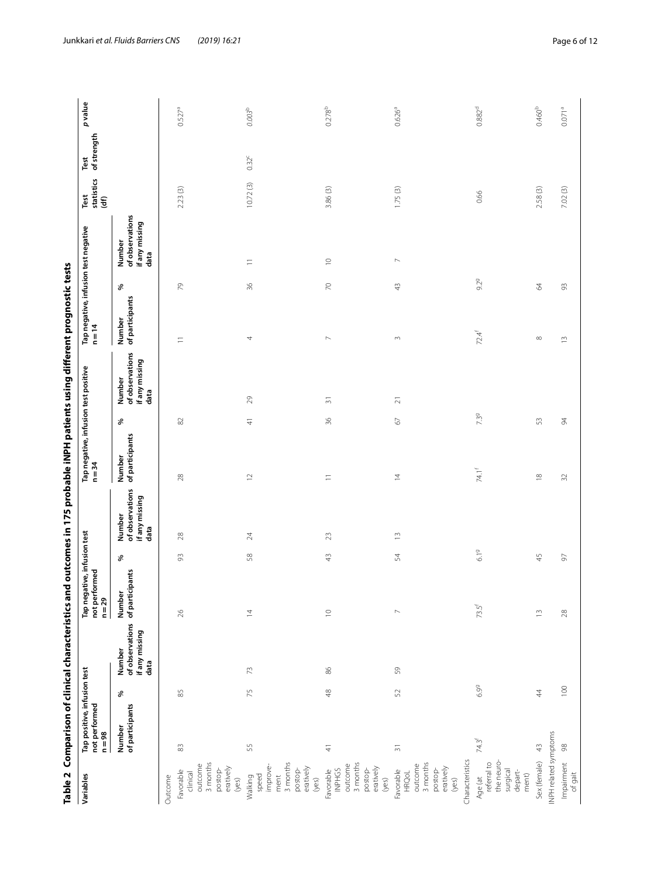**Table 2 Comparison of clinical characteristics and outcomes in 175 probable iNPH patients using different prognostic tests**

| Variables | Tap positive, infusion test not performed n = 98 | | | Tap negative, infusion test not performed n = 29 | | | Tap negative, infusion test positive n = 34 | | | Tap negative, infusion test negative n = 14 | | | Test statistics (df) | Test of strength | p value |
|---|---|---|---|---|---|---|---|---|---|---|---|---|---|---|---|
| | Number of participants | % | Number of observations if any missing data | Number of participants | % | Number of observations if any missing data | Number of participants | % | Number of observations if any missing data | Number of participants | % | Number of observations if any missing data | | | |
| Outcome | | | | | | | | | | | | | | | |
| Favorable clinical outcome 3 months postoperatively (yes) | 83 | 85 | | 26 | 93 | 28 | 28 | 82 | | 11 | 79 | | 2.23 (3) | | 0.527[a] |
| Walking speed improvement 3 months postoperatively (yes) | 55 | 75 | 73 | 14 | 58 | 24 | 12 | 41 | 29 | 4 | 36 | 11 | 10.72 (3) | 0.32[c] | *0.003*[b] |
| Favorable INPHGS outcome 3 months postoperatively (yes) | 41 | 48 | 86 | 10 | 43 | 23 | 11 | 36 | 31 | 7 | 70 | 10 | 3.86 (3) | | 0.278[b] |
| Favorable HRQoL outcome 3 months postoperatively (yes) | 31 | 52 | 59 | 7 | 54 | 13 | 14 | 67 | 21 | 3 | 43 | 7 | 1.75 (3) | | 0.626[a] |
| Characteristics | | | | | | | | | | | | | | | |
| Age (at referral to the neurosurgical department) | 74.3[f] | 6.9[g] | | 73.5[f] | 6.1[g] | | 74.1[f] | 7.3[g] | | 72.4[f] | 9.2[g] | | 0.66 | | 0.882[d] |
| Sex (female) | 43 | 44 | | 13 | 45 | | 18 | 53 | | 8 | 64 | | 2.58 (3) | | 0.460[b] |
| INPH related symptoms | | | | | | | | | | | | | | | |
| Impairment of gait | 98 | 100 | | 28 | 97 | | 32 | 94 | | 13 | 93 | | 7.02 (3) | | 0.071[a] |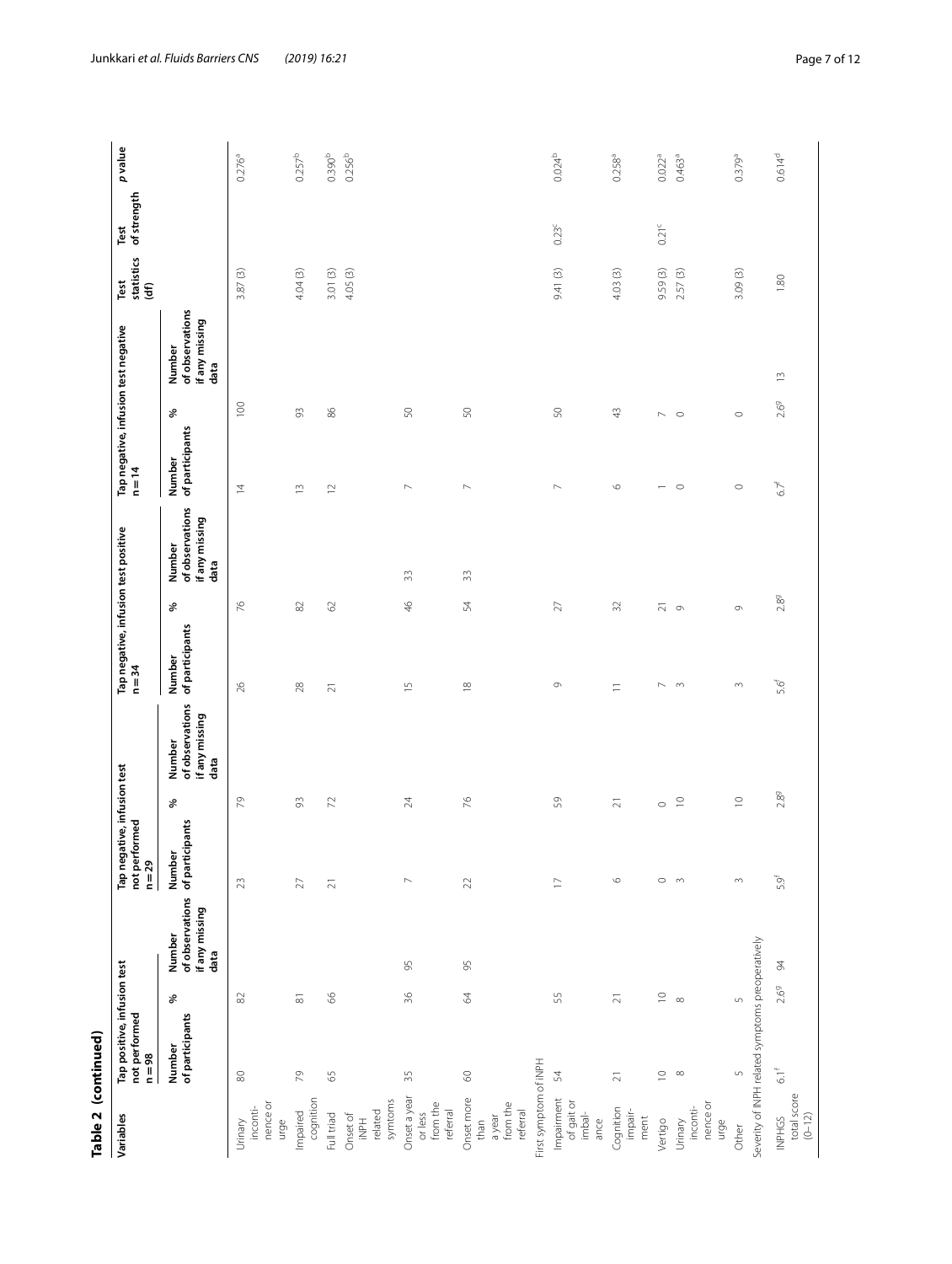**Table 2 (continued)**

| Variables | Tap positive, infusion test not performed n = 98 | | | Tap negative, infusion test not performed n = 29 | | | Tap negative, infusion test positive n = 34 | | | Tap negative, infusion test negative n = 14 | | | Test statistics (df) | Test of strength | p value |
|---|---|---|---|---|---|---|---|---|---|---|---|---|---|---|---|
| | Number of participants | % | Number of observations if any missing data | Number of participants | % | Number of observations if any missing data | Number of participants | % | Number of observations if any missing data | Number of participants | % | Number of observations if any missing data | | | |
| Urinary incontinence or urge | 80 | 82 | | 23 | 79 | | 26 | 76 | | 14 | 100 | | 3.87 (3) | | 0.276[a] |
| Impaired cognition | 79 | 81 | | 27 | 93 | | 28 | 82 | | 13 | 93 | | 4.04 (3) | | 0.257[b] |
| Full triad | 65 | 66 | | 21 | 72 | | 21 | 62 | | 12 | 86 | | 3.01 (3) | | 0.390[b] |
| Onset of iNPH related symtoms | | | | | | | | | | | | | 4.05 (3) | | 0.256[b] |
| Onset a year or less from the referral | 35 | 36 | 95 | 7 | 24 | | 15 | 46 | 33 | 7 | 50 | | | | |
| Onset more than a year from the referral | 60 | 64 | 95 | 22 | 76 | | 18 | 54 | 33 | 7 | 50 | | | | |
| First symptom of iNPH | | | | | | | | | | | | | | | |
| Impairment of gait or imbalance | 54 | 55 | | 17 | 59 | | 9 | 27 | | 7 | 50 | | 9.41 (3) | 0.23[c] | 0.024[b] |
| Cognition impairment | 21 | 21 | | 6 | 21 | | 11 | 32 | | 6 | 43 | | 4.03 (3) | | 0.258[a] |
| Vertigo | 10 | 10 | | 0 | 0 | | 7 | 21 | | 1 | 7 | | 9.59 (3) | 0.21[c] | 0.022[a] |
| Urinary incontinence or urge | 8 | 8 | | 3 | 10 | | 3 | 9 | | 0 | 0 | | 2.57 (3) | | 0.463[a] |
| Other | 5 | 5 | | 3 | 10 | | 3 | 9 | | 0 | 0 | | 3.09 (3) | | 0.379[a] |
| Severity of iNPH related symptoms preoperatively | | | | | | | | | | | | | | | |
| iNPHGS total score (0–12) | 6.1[f] | 2.6[g] | 94 | 5.9[f] | 2.8[g] | | 5.6[f] | 2.8[g] | | 6.7[f] | 2.6[g] | 13 | 1.80 | | 0.614[d] |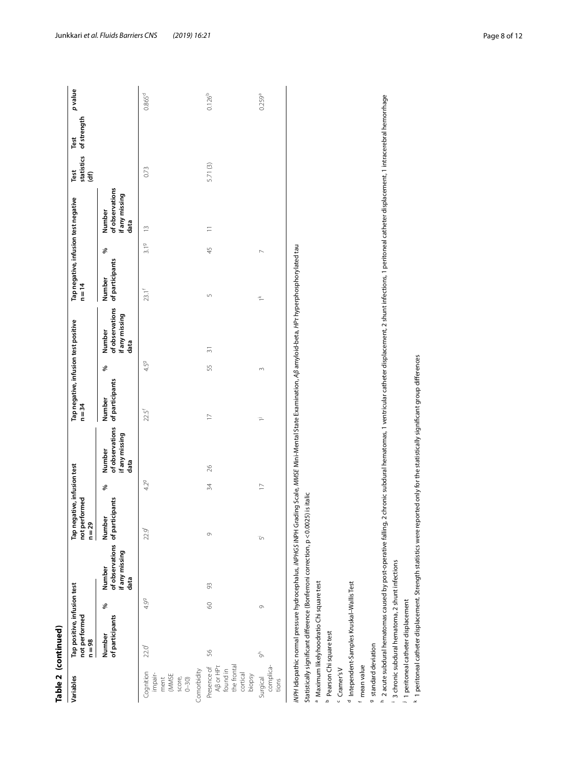**Table 2 (continued)**

| Variables | Tap positive, infusion test not performed n = 98 | | | Tap negative, infusion test not performed n = 29 | | | Tap negative, infusion test positive n = 34 | | | Tap negative, infusion test negative n = 14 | | | Test statistics (df) | Test of strength | p value |
|---|---|---|---|---|---|---|---|---|---|---|---|---|---|---|---|
| | Number of participants | % | Number of observations if any missing data | Number of participants | % | Number of observations if any missing data | Number of participants | % | Number of observations if any missing data | Number of participants | % | Number of observations if any missing data | | | |
| Cognition impairment (MMSE score, 0–30) | 22.0[f] | 4.9[g] | | 22.9[f] | 4.2[g] | | 22.5[f] | 4.5[g] | | 23.1[f] | 3.1[g] | 13 | 0.73 | | 0.865[d] |
| Comorbidity | | | | | | | | | | | | | | | |
| Presence of Aβ or HPτ found in the frontal cortical biopsy | 56 | 60 | 93 | 9 | 34 | 26 | 17 | 55 | 31 | 5 | 45 | 11 | 5.71 (3) | | 0.126[b] |
| Surgical complications | 9[h] | 9 | | 5[i] | 17 | | 1[j] | 3 | | 1[k] | 7 | | | | 0.259[a] |

*INPH* Idiopathic normal pressure hydrocephalus, *iNPHGS* iNPH Grading Scale, *MMSE* Mini-Mental State Examination, *Aβ* amyloid-beta, *HPτ* hyperphosphorylated tau

Statistically significant difference (Bonferroni correction, p < 0.0025) is italic

[a] Maximum likelyhoodratio Chi square test

[b] Pearson Chi square test

[c] Cramer's V

[d] Independent-Samples Kruskal–Wallis Test

[f] mean value

[g] standard deviation

[h] 2 acute subdural hematomas caused by post-operative falling, 2 chronic subdural hematomas, 1 ventricular catheter displacement, 2 shunt infections, 1 peritoneal catheter displacement, 1 intracerebral hemorrhage

[i] 3 chronic subdural hematoma, 2 shunt infections

[j] 1 peritoneal catheter displacement

[k] 1 peritoneal catheter displacement. Strength statistics were reported only for the statistically significant group differences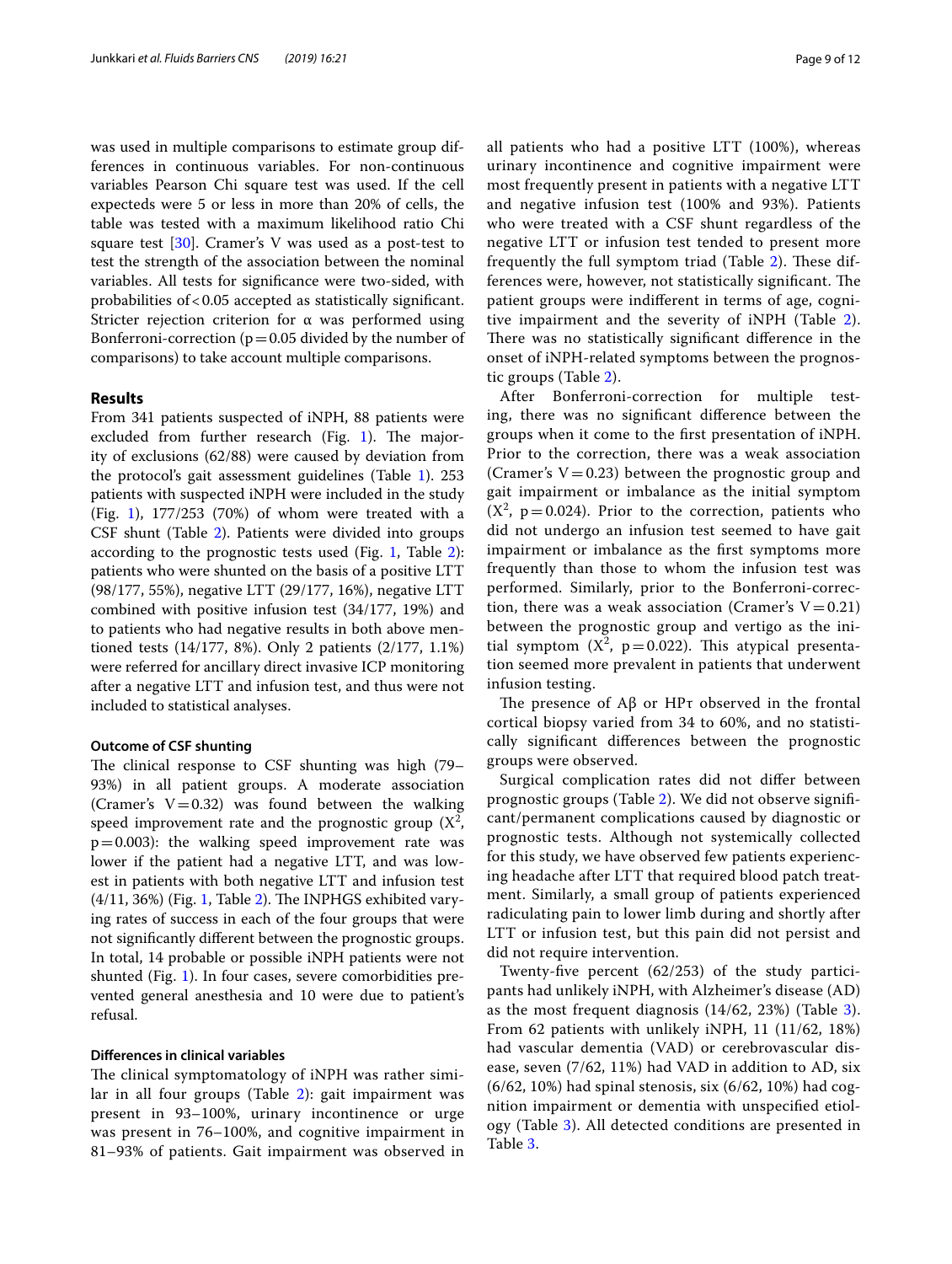was used in multiple comparisons to estimate group differences in continuous variables. For non-continuous variables Pearson Chi square test was used. If the cell expecteds were 5 or less in more than 20% of cells, the table was tested with a maximum likelihood ratio Chi square test [30]. Cramer's V was used as a post-test to test the strength of the association between the nominal variables. All tests for significance were two-sided, with probabilities of < 0.05 accepted as statistically significant. Stricter rejection criterion for α was performed using Bonferroni-correction (p = 0.05 divided by the number of comparisons) to take account multiple comparisons.

## Results

From 341 patients suspected of iNPH, 88 patients were excluded from further research (Fig. 1). The majority of exclusions (62/88) were caused by deviation from the protocol's gait assessment guidelines (Table 1). 253 patients with suspected iNPH were included in the study (Fig. 1), 177/253 (70%) of whom were treated with a CSF shunt (Table 2). Patients were divided into groups according to the prognostic tests used (Fig. 1, Table 2): patients who were shunted on the basis of a positive LTT (98/177, 55%), negative LTT (29/177, 16%), negative LTT combined with positive infusion test (34/177, 19%) and to patients who had negative results in both above mentioned tests (14/177, 8%). Only 2 patients (2/177, 1.1%) were referred for ancillary direct invasive ICP monitoring after a negative LTT and infusion test, and thus were not included to statistical analyses.

### Outcome of CSF shunting

The clinical response to CSF shunting was high (79–93%) in all patient groups. A moderate association (Cramer's V = 0.32) was found between the walking speed improvement rate and the prognostic group ($X^2$, p = 0.003): the walking speed improvement rate was lower if the patient had a negative LTT, and was lowest in patients with both negative LTT and infusion test (4/11, 36%) (Fig. 1, Table 2). The INPHGS exhibited varying rates of success in each of the four groups that were not significantly different between the prognostic groups. In total, 14 probable or possible iNPH patients were not shunted (Fig. 1). In four cases, severe comorbidities prevented general anesthesia and 10 were due to patient's refusal.

### Differences in clinical variables

The clinical symptomatology of iNPH was rather similar in all four groups (Table 2): gait impairment was present in 93–100%, urinary incontinence or urge was present in 76–100%, and cognitive impairment in 81–93% of patients. Gait impairment was observed in all patients who had a positive LTT (100%), whereas urinary incontinence and cognitive impairment were most frequently present in patients with a negative LTT and negative infusion test (100% and 93%). Patients who were treated with a CSF shunt regardless of the negative LTT or infusion test tended to present more frequently the full symptom triad (Table 2). These differences were, however, not statistically significant. The patient groups were indifferent in terms of age, cognitive impairment and the severity of iNPH (Table 2). There was no statistically significant difference in the onset of iNPH-related symptoms between the prognostic groups (Table 2).

After Bonferroni-correction for multiple testing, there was no significant difference between the groups when it come to the first presentation of iNPH. Prior to the correction, there was a weak association (Cramer's V = 0.23) between the prognostic group and gait impairment or imbalance as the initial symptom ($X^2$, p = 0.024). Prior to the correction, patients who did not undergo an infusion test seemed to have gait impairment or imbalance as the first symptoms more frequently than those to whom the infusion test was performed. Similarly, prior to the Bonferroni-correction, there was a weak association (Cramer's V = 0.21) between the prognostic group and vertigo as the initial symptom ($X^2$, p = 0.022). This atypical presentation seemed more prevalent in patients that underwent infusion testing.

The presence of Aβ or HPτ observed in the frontal cortical biopsy varied from 34 to 60%, and no statistically significant differences between the prognostic groups were observed.

Surgical complication rates did not differ between prognostic groups (Table 2). We did not observe significant/permanent complications caused by diagnostic or prognostic tests. Although not systemically collected for this study, we have observed few patients experiencing headache after LTT that required blood patch treatment. Similarly, a small group of patients experienced radiculating pain to lower limb during and shortly after LTT or infusion test, but this pain did not persist and did not require intervention.

Twenty-five percent (62/253) of the study participants had unlikely iNPH, with Alzheimer's disease (AD) as the most frequent diagnosis (14/62, 23%) (Table 3). From 62 patients with unlikely iNPH, 11 (11/62, 18%) had vascular dementia (VAD) or cerebrovascular disease, seven (7/62, 11%) had VAD in addition to AD, six (6/62, 10%) had spinal stenosis, six (6/62, 10%) had cognition impairment or dementia with unspecified etiology (Table 3). All detected conditions are presented in Table 3.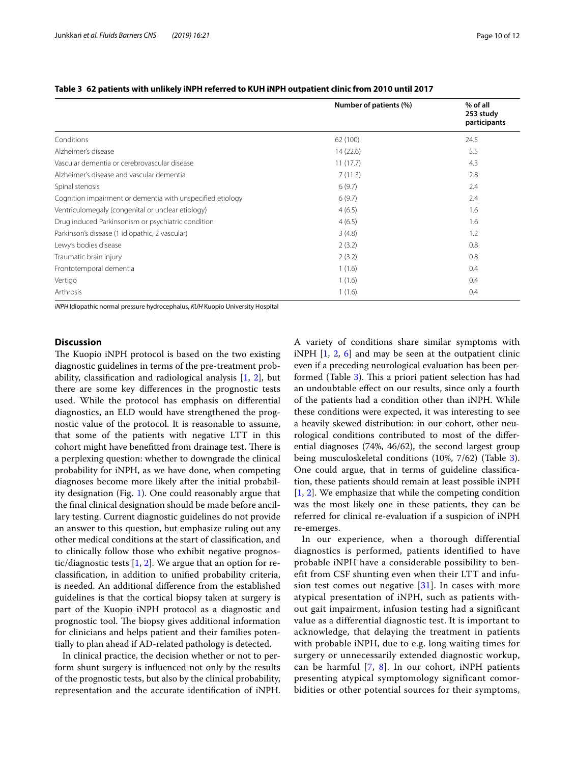**Table 3 62 patients with unlikely iNPH referred to KUH iNPH outpatient clinic from 2010 until 2017**

| | Number of patients (%) | % of all 253 study participants |
|---|---|---|
| Conditions | 62 (100) | 24.5 |
| Alzheimer's disease | 14 (22.6) | 5.5 |
| Vascular dementia or cerebrovascular disease | 11 (17.7) | 4.3 |
| Alzheimer's disease and vascular dementia | 7 (11.3) | 2.8 |
| Spinal stenosis | 6 (9.7) | 2.4 |
| Cognition impairment or dementia with unspecified etiology | 6 (9.7) | 2.4 |
| Ventriculomegaly (congenital or unclear etiology) | 4 (6.5) | 1.6 |
| Drug induced Parkinsonism or psychiatric condition | 4 (6.5) | 1.6 |
| Parkinson's disease (1 idiopathic, 2 vascular) | 3 (4.8) | 1.2 |
| Lewy's bodies disease | 2 (3.2) | 0.8 |
| Traumatic brain injury | 2 (3.2) | 0.8 |
| Frontotemporal dementia | 1 (1.6) | 0.4 |
| Vertigo | 1 (1.6) | 0.4 |
| Arthrosis | 1 (1.6) | 0.4 |

*iNPH* Idiopathic normal pressure hydrocephalus, *KUH* Kuopio University Hospital

## Discussion

The Kuopio iNPH protocol is based on the two existing diagnostic guidelines in terms of the pre-treatment probability, classification and radiological analysis [1, 2], but there are some key differences in the prognostic tests used. While the protocol has emphasis on differential diagnostics, an ELD would have strengthened the prognostic value of the protocol. It is reasonable to assume, that some of the patients with negative LTT in this cohort might have benefitted from drainage test. There is a perplexing question: whether to downgrade the clinical probability for iNPH, as we have done, when competing diagnoses become more likely after the initial probability designation (Fig. 1). One could reasonably argue that the final clinical designation should be made before ancillary testing. Current diagnostic guidelines do not provide an answer to this question, but emphasize ruling out any other medical conditions at the start of classification, and to clinically follow those who exhibit negative prognostic/diagnostic tests [1, 2]. We argue that an option for re-classification, in addition to unified probability criteria, is needed. An additional difference from the established guidelines is that the cortical biopsy taken at surgery is part of the Kuopio iNPH protocol as a diagnostic and prognostic tool. The biopsy gives additional information for clinicians and helps patient and their families potentially to plan ahead if AD-related pathology is detected.

In clinical practice, the decision whether or not to perform shunt surgery is influenced not only by the results of the prognostic tests, but also by the clinical probability, representation and the accurate identification of iNPH. A variety of conditions share similar symptoms with iNPH [1, 2, 6] and may be seen at the outpatient clinic even if a preceding neurological evaluation has been performed (Table 3). This a priori patient selection has had an undoubtable effect on our results, since only a fourth of the patients had a condition other than iNPH. While these conditions were expected, it was interesting to see a heavily skewed distribution: in our cohort, other neurological conditions contributed to most of the differential diagnoses (74%, 46/62), the second largest group being musculoskeletal conditions (10%, 7/62) (Table 3). One could argue, that in terms of guideline classification, these patients should remain at least possible iNPH [1, 2]. We emphasize that while the competing condition was the most likely one in these patients, they can be referred for clinical re-evaluation if a suspicion of iNPH re-emerges.

In our experience, when a thorough differential diagnostics is performed, patients identified to have probable iNPH have a considerable possibility to benefit from CSF shunting even when their LTT and infusion test comes out negative [31]. In cases with more atypical presentation of iNPH, such as patients without gait impairment, infusion testing had a significant value as a differential diagnostic test. It is important to acknowledge, that delaying the treatment in patients with probable iNPH, due to e.g. long waiting times for surgery or unnecessarily extended diagnostic workup, can be harmful [7, 8]. In our cohort, iNPH patients presenting atypical symptomology significant comorbidities or other potential sources for their symptoms,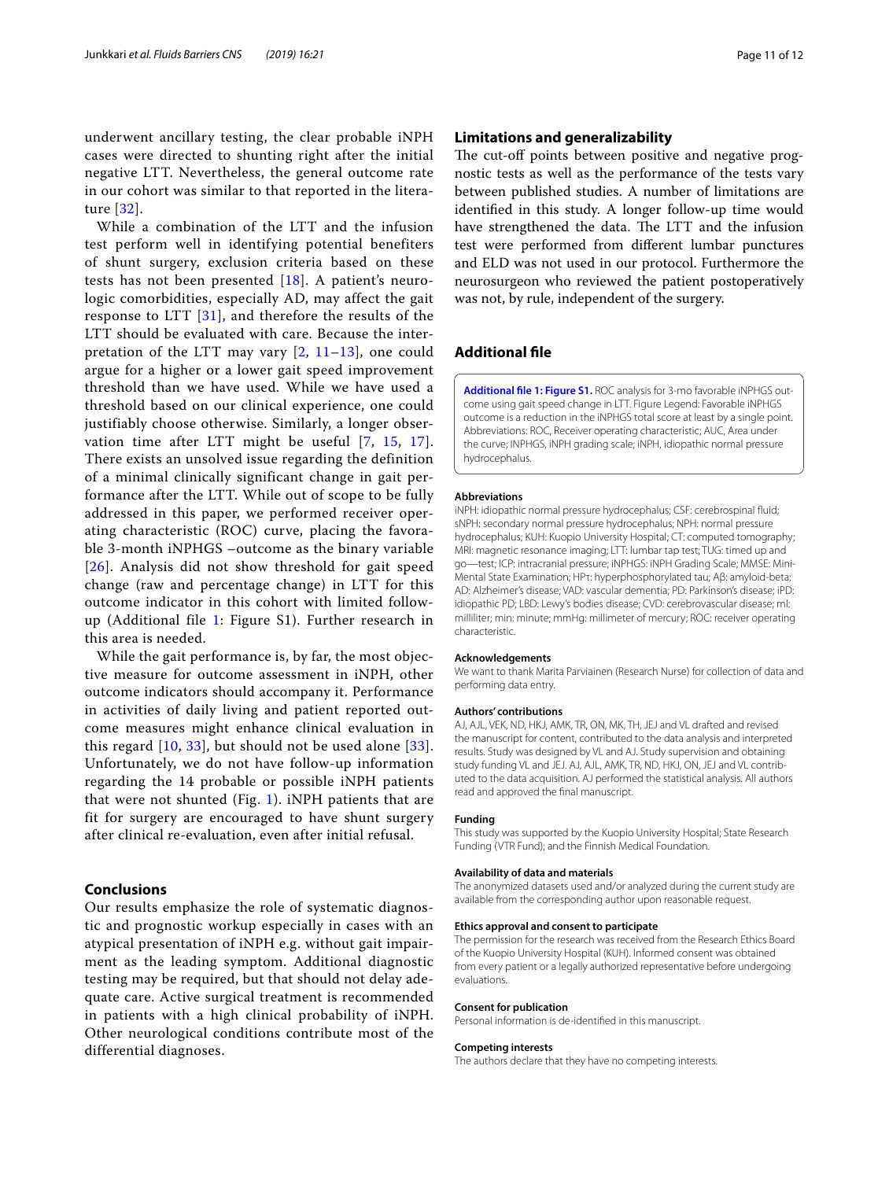underwent ancillary testing, the clear probable iNPH cases were directed to shunting right after the initial negative LTT. Nevertheless, the general outcome rate in our cohort was similar to that reported in the literature [32].

While a combination of the LTT and the infusion test perform well in identifying potential benefiters of shunt surgery, exclusion criteria based on these tests has not been presented [18]. A patient's neurologic comorbidities, especially AD, may affect the gait response to LTT [31], and therefore the results of the LTT should be evaluated with care. Because the interpretation of the LTT may vary [2, 11–13], one could argue for a higher or a lower gait speed improvement threshold than we have used. While we have used a threshold based on our clinical experience, one could justifiably choose otherwise. Similarly, a longer observation time after LTT might be useful [7, 15, 17]. There exists an unsolved issue regarding the definition of a minimal clinically significant change in gait performance after the LTT. While out of scope to be fully addressed in this paper, we performed receiver operating characteristic (ROC) curve, placing the favorable 3-month iNPHGS –outcome as the binary variable [26]. Analysis did not show threshold for gait speed change (raw and percentage change) in LTT for this outcome indicator in this cohort with limited follow-up (Additional file 1: Figure S1). Further research in this area is needed.

While the gait performance is, by far, the most objective measure for outcome assessment in iNPH, other outcome indicators should accompany it. Performance in activities of daily living and patient reported outcome measures might enhance clinical evaluation in this regard [10, 33], but should not be used alone [33]. Unfortunately, we do not have follow-up information regarding the 14 probable or possible iNPH patients that were not shunted (Fig. 1). iNPH patients that are fit for surgery are encouraged to have shunt surgery after clinical re-evaluation, even after initial refusal.

## Conclusions

Our results emphasize the role of systematic diagnostic and prognostic workup especially in cases with an atypical presentation of iNPH e.g. without gait impairment as the leading symptom. Additional diagnostic testing may be required, but that should not delay adequate care. Active surgical treatment is recommended in patients with a high clinical probability of iNPH. Other neurological conditions contribute most of the differential diagnoses.

## Limitations and generalizability

The cut-off points between positive and negative prognostic tests as well as the performance of the tests vary between published studies. A number of limitations are identified in this study. A longer follow-up time would have strengthened the data. The LTT and the infusion test were performed from different lumbar punctures and ELD was not used in our protocol. Furthermore the neurosurgeon who reviewed the patient postoperatively was not, by rule, independent of the surgery.

## Additional file

**Additional file 1: Figure S1.** ROC analysis for 3-mo favorable iNPHGS outcome using gait speed change in LTT. Figure Legend: Favorable iNPHGS outcome is a reduction in the iNPHGS total score at least by a single point. Abbreviations: ROC, Receiver operating characteristic; AUC, Area under the curve; INPHGS, iNPH grading scale; iNPH, idiopathic normal pressure hydrocephalus.

### Abbreviations

iNPH: idiopathic normal pressure hydrocephalus; CSF: cerebrospinal fluid; sNPH: secondary normal pressure hydrocephalus; NPH: normal pressure hydrocephalus; KUH: Kuopio University Hospital; CT: computed tomography; MRI: magnetic resonance imaging; LTT: lumbar tap test; TUG: timed up and go—test; ICP: intracranial pressure; iNPHGS: iNPH Grading Scale; MMSE: Mini-Mental State Examination; HPτ: hyperphosphorylated tau; Aβ: amyloid-beta; AD: Alzheimer's disease; VAD: vascular dementia; PD: Parkinson's disease; iPD: idiopathic PD; LBD: Lewy's bodies disease; CVD: cerebrovascular disease; ml: milliliter; min: minute; mmHg: millimeter of mercury; ROC: receiver operating characteristic.

### Acknowledgements

We want to thank Marita Parviainen (Research Nurse) for collection of data and performing data entry.

### Authors' contributions

AJ, AJL, VEK, ND, HKJ, AMK, TR, ON, MK, TH, JEJ and VL drafted and revised the manuscript for content, contributed to the data analysis and interpreted results. Study was designed by VL and AJ. Study supervision and obtaining study funding VL and JEJ. AJ, AJL, AMK, TR, ND, HKJ, ON, JEJ and VL contributed to the data acquisition. AJ performed the statistical analysis. All authors read and approved the final manuscript.

### Funding

This study was supported by the Kuopio University Hospital; State Research Funding (VTR Fund); and the Finnish Medical Foundation.

### Availability of data and materials

The anonymized datasets used and/or analyzed during the current study are available from the corresponding author upon reasonable request.

### Ethics approval and consent to participate

The permission for the research was received from the Research Ethics Board of the Kuopio University Hospital (KUH). Informed consent was obtained from every patient or a legally authorized representative before undergoing evaluations.

### Consent for publication

Personal information is de-identified in this manuscript.

### Competing interests

The authors declare that they have no competing interests.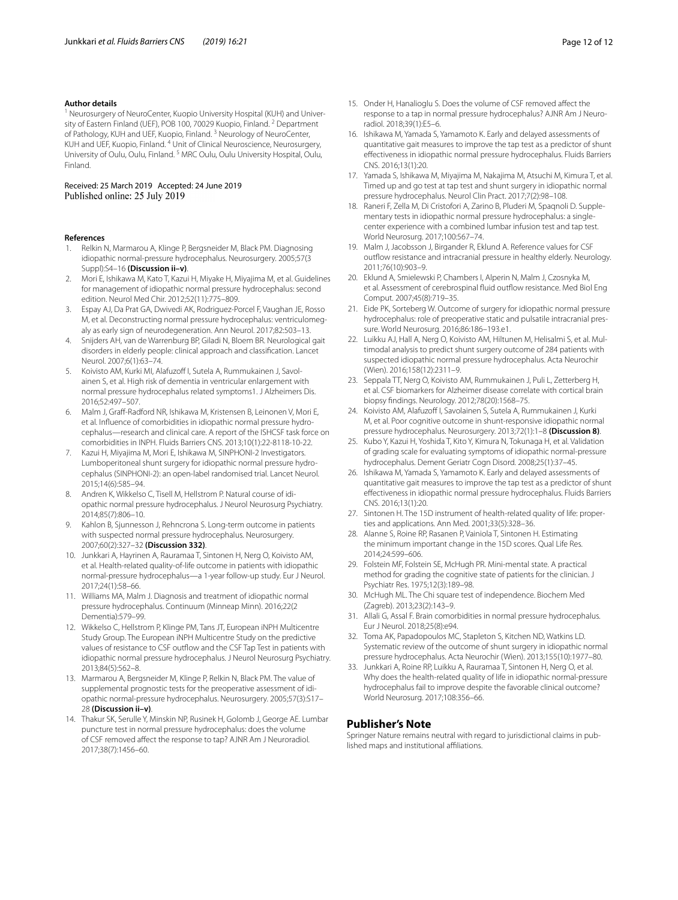#### Author details

[1] Neurosurgery of NeuroCenter, Kuopio University Hospital (KUH) and University of Eastern Finland (UEF), POB 100, 70029 Kuopio, Finland. [2] Department of Pathology, KUH and UEF, Kuopio, Finland. [3] Neurology of NeuroCenter, KUH and UEF, Kuopio, Finland. [4] Unit of Clinical Neuroscience, Neurosurgery, University of Oulu, Oulu, Finland. [5] MRC Oulu, Oulu University Hospital, Oulu, Finland.

Received: 25 March 2019 Accepted: 24 June 2019
Published online: 25 July 2019

#### References

1. Relkin N, Marmarou A, Klinge P, Bergsneider M, Black PM. Diagnosing idiopathic normal-pressure hydrocephalus. Neurosurgery. 2005;57(3 Suppl):S4–16 **(Discussion ii–v)**.
2. Mori E, Ishikawa M, Kato T, Kazui H, Miyake H, Miyajima M, et al. Guidelines for management of idiopathic normal pressure hydrocephalus: second edition. Neurol Med Chir. 2012;52(11):775–809.
3. Espay AJ, Da Prat GA, Dwivedi AK, Rodriguez-Porcel F, Vaughan JE, Rosso M, et al. Deconstructing normal pressure hydrocephalus: ventriculomegaly as early sign of neurodegeneration. Ann Neurol. 2017;82:503–13.
4. Snijders AH, van de Warrenburg BP, Giladi N, Bloem BR. Neurological gait disorders in elderly people: clinical approach and classification. Lancet Neurol. 2007;6(1):63–74.
5. Koivisto AM, Kurki MI, Alafuzoff I, Sutela A, Rummukainen J, Savolainen S, et al. High risk of dementia in ventricular enlargement with normal pressure hydrocephalus related symptoms1. J Alzheimers Dis. 2016;52:497–507.
6. Malm J, Graff-Radford NR, Ishikawa M, Kristensen B, Leinonen V, Mori E, et al. Influence of comorbidities in idiopathic normal pressure hydrocephalus—research and clinical care. A report of the ISHCSF task force on comorbidities in INPH. Fluids Barriers CNS. 2013;10(1):22-8118-10-22.
7. Kazui H, Miyajima M, Mori E, Ishikawa M, SINPHONI-2 Investigators. Lumboperitoneal shunt surgery for idiopathic normal pressure hydrocephalus (SINPHONI-2): an open-label randomised trial. Lancet Neurol. 2015;14(6):585–94.
8. Andren K, Wikkelso C, Tisell M, Hellstrom P. Natural course of idiopathic normal pressure hydrocephalus. J Neurol Neurosurg Psychiatry. 2014;85(7):806–10.
9. Kahlon B, Sjunnesson J, Rehncrona S. Long-term outcome in patients with suspected normal pressure hydrocephalus. Neurosurgery. 2007;60(2):327–32 **(Discussion 332)**.
10. Junkkari A, Hayrinen A, Rauramaa T, Sintonen H, Nerg O, Koivisto AM, et al. Health-related quality-of-life outcome in patients with idiopathic normal-pressure hydrocephalus—a 1-year follow-up study. Eur J Neurol. 2017;24(1):58–66.
11. Williams MA, Malm J. Diagnosis and treatment of idiopathic normal pressure hydrocephalus. Continuum (Minneap Minn). 2016;22(2 Dementia):579–99.
12. Wikkelso C, Hellstrom P, Klinge PM, Tans JT, European iNPH Multicentre Study Group. The European iNPH Multicentre Study on the predictive values of resistance to CSF outflow and the CSF Tap Test in patients with idiopathic normal pressure hydrocephalus. J Neurol Neurosurg Psychiatry. 2013;84(5):562–8.
13. Marmarou A, Bergsneider M, Klinge P, Relkin N, Black PM. The value of supplemental prognostic tests for the preoperative assessment of idiopathic normal-pressure hydrocephalus. Neurosurgery. 2005;57(3):S17–28 **(Discussion ii–v)**.
14. Thakur SK, Serulle Y, Minskin NP, Rusinek H, Golomb J, George AE. Lumbar puncture test in normal pressure hydrocephalus: does the volume of CSF removed affect the response to tap? AJNR Am J Neuroradiol. 2017;38(7):1456–60.
15. Onder H, Hanalioglu S. Does the volume of CSF removed affect the response to a tap in normal pressure hydrocephalus? AJNR Am J Neuroradiol. 2018;39(1):E5–6.
16. Ishikawa M, Yamada S, Yamamoto K. Early and delayed assessments of quantitative gait measures to improve the tap test as a predictor of shunt effectiveness in idiopathic normal pressure hydrocephalus. Fluids Barriers CNS. 2016;13(1):20.
17. Yamada S, Ishikawa M, Miyajima M, Nakajima M, Atsuchi M, Kimura T, et al. Timed up and go test at tap test and shunt surgery in idiopathic normal pressure hydrocephalus. Neurol Clin Pract. 2017;7(2):98–108.
18. Raneri F, Zella M, Di Cristofori A, Zarino B, Pluderi M, Spaqnoli D. Supplementary tests in idiopathic normal pressure hydrocephalus: a single-center experience with a combined lumbar infusion test and tap test. World Neurosurg. 2017;100:567–74.
19. Malm J, Jacobsson J, Birgander R, Eklund A. Reference values for CSF outflow resistance and intracranial pressure in healthy elderly. Neurology. 2011;76(10):903–9.
20. Eklund A, Smielewski P, Chambers I, Alperin N, Malm J, Czosnyka M, et al. Assessment of cerebrospinal fluid outflow resistance. Med Biol Eng Comput. 2007;45(8):719–35.
21. Eide PK, Sorteberg W. Outcome of surgery for idiopathic normal pressure hydrocephalus: role of preoperative static and pulsatile intracranial pressure. World Neurosurg. 2016;86:186–193.e1.
22. Luikku AJ, Hall A, Nerg O, Koivisto AM, Hiltunen M, Helisalmi S, et al. Multimodal analysis to predict shunt surgery outcome of 284 patients with suspected idiopathic normal pressure hydrocephalus. Acta Neurochir (Wien). 2016;158(12):2311–9.
23. Seppala TT, Nerg O, Koivisto AM, Rummukainen J, Puli L, Zetterberg H, et al. CSF biomarkers for Alzheimer disease correlate with cortical brain biopsy findings. Neurology. 2012;78(20):1568–75.
24. Koivisto AM, Alafuzoff I, Savolainen S, Sutela A, Rummukainen J, Kurki M, et al. Poor cognitive outcome in shunt-responsive idiopathic normal pressure hydrocephalus. Neurosurgery. 2013;72(1):1–8 **(Discussion 8)**.
25. Kubo Y, Kazui H, Yoshida T, Kito Y, Kimura N, Tokunaga H, et al. Validation of grading scale for evaluating symptoms of idiopathic normal-pressure hydrocephalus. Dement Geriatr Cogn Disord. 2008;25(1):37–45.
26. Ishikawa M, Yamada S, Yamamoto K. Early and delayed assessments of quantitative gait measures to improve the tap test as a predictor of shunt effectiveness in idiopathic normal pressure hydrocephalus. Fluids Barriers CNS. 2016;13(1):20.
27. Sintonen H. The 15D instrument of health-related quality of life: properties and applications. Ann Med. 2001;33(5):328–36.
28. Alanne S, Roine RP, Rasanen P, Vainiola T, Sintonen H. Estimating the minimum important change in the 15D scores. Qual Life Res. 2014;24:599–606.
29. Folstein MF, Folstein SE, McHugh PR. Mini-mental state. A practical method for grading the cognitive state of patients for the clinician. J Psychiatr Res. 1975;12(3):189–98.
30. McHugh ML. The Chi square test of independence. Biochem Med (Zagreb). 2013;23(2):143–9.
31. Allali G, Assal F. Brain comorbidities in normal pressure hydrocephalus. Eur J Neurol. 2018;25(8):e94.
32. Toma AK, Papadopoulos MC, Stapleton S, Kitchen ND, Watkins LD. Systematic review of the outcome of shunt surgery in idiopathic normal pressure hydrocephalus. Acta Neurochir (Wien). 2013;155(10):1977–80.
33. Junkkari A, Roine RP, Luikku A, Rauramaa T, Sintonen H, Nerg O, et al. Why does the health-related quality of life in idiopathic normal-pressure hydrocephalus fail to improve despite the favorable clinical outcome? World Neurosurg. 2017;108:356–66.

## Publisher's Note

Springer Nature remains neutral with regard to jurisdictional claims in published maps and institutional affiliations.